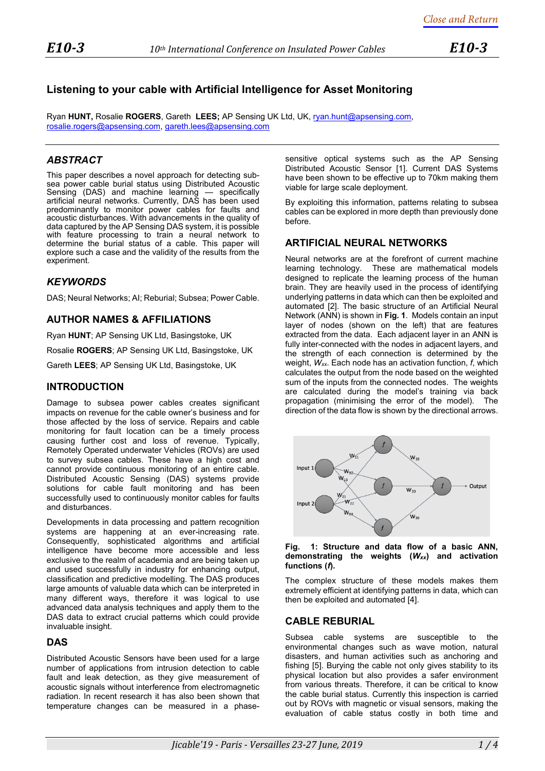# Listening to your cable with Artificial Intelligence for Asset Monitoring

Ryan **HUNT,** Rosalie **ROGERS**, Gareth **LEES;** AP Sensing UK Ltd, UK, ryan.hunt@apsensing.com, rosalie.rogers@apsensing.com, gareth.lees@apsensing.com

## *ABSTRACT*

This paper describes a novel approach for detecting subsea power cable burial status using Distributed Acoustic Sensing (DAS) and machine learning — specifically artificial neural networks. Currently, DAS has been used predominantly to monitor power cables for faults and acoustic disturbances. With advancements in the quality of data captured by the AP Sensing DAS system, it is possible with feature processing to train a neural network to determine the burial status of a cable. This paper will explore such a case and the validity of the results from the experiment.

## *KEYWORDS*

DAS; Neural Networks; AI; Reburial; Subsea; Power Cable.

## AUTHOR NAMES & AFFILIATIONS

Ryan **HUNT**; AP Sensing UK Ltd, Basingstoke, UK

Rosalie **ROGERS**; AP Sensing UK Ltd, Basingstoke, UK

Gareth **LEES**; AP Sensing UK Ltd, Basingstoke, UK

## INTRODUCTION

Damage to subsea power cables creates significant impacts on revenue for the cable owner's business and for those affected by the loss of service. Repairs and cable monitoring for fault location can be a timely process causing further cost and loss of revenue. Typically, Remotely Operated underwater Vehicles (ROVs) are used to survey subsea cables. These have a high cost and cannot provide continuous monitoring of an entire cable. Distributed Acoustic Sensing (DAS) systems provide solutions for cable fault monitoring and has been successfully used to continuously monitor cables for faults and disturbances.

Developments in data processing and pattern recognition systems are happening at an ever-increasing rate. Consequently, sophisticated algorithms and artificial intelligence have become more accessible and less exclusive to the realm of academia and are being taken up and used successfully in industry for enhancing output, classification and predictive modelling. The DAS produces large amounts of valuable data which can be interpreted in many different ways, therefore it was logical to use advanced data analysis techniques and apply them to the DAS data to extract crucial patterns which could provide invaluable insight.

## DAS

Distributed Acoustic Sensors have been used for a large number of applications from intrusion detection to cable fault and leak detection, as they give measurement of acoustic signals without interference from electromagnetic radiation. In recent research it has also been shown that temperature changes can be measured in a phase-sensitive optical systems such as the AP Sensing Distributed Acoustic Sensor [1]. Current DAS Systems have been shown to be effective up to 70km making them viable for large scale deployment.

By exploiting this information, patterns relating to subsea cables can be explored in more depth than previously done before.

## ARTIFICIAL NEURAL NETWORKS

Neural networks are at the forefront of current machine learning technology. These are mathematical models designed to replicate the learning process of the human brain. They are heavily used in the process of identifying underlying patterns in data which can then be exploited and automated [2]. The basic structure of an Artificial Neural Network (ANN) is shown in **Fig. 1**. Models contain an input layer of nodes (shown on the left) that are features extracted from the data. Each adjacent layer in an ANN is fully inter-connected with the nodes in adjacent layers, and the strength of each connection is determined by the weight, $W_{xx}$. Each node has an activation function, *f*, which calculates the output from the node based on the weighted sum of the inputs from the connected nodes. The weights are calculated during the model's training via back propagation (minimising the error of the model). The direction of the data flow is shown by the directional arrows.

Input 1
Input 2
$W_{11}$ $W_{12}$ $W_{13}$ $W_{21}$ $W_{22}$ $W_{23}$
$W_{10}$ $W_{20}$ $W_{30}$
f f f f
Output

**Fig. 1: Structure and data flow of a basic ANN, demonstrating the weights (*$W_{xx}$*) and activation functions (*f*).**

The complex structure of these models makes them extremely efficient at identifying patterns in data, which can then be exploited and automated [4].

## CABLE REBURIAL

Subsea cable systems are susceptible to the environmental changes such as wave motion, natural disasters, and human activities such as anchoring and fishing [5]. Burying the cable not only gives stability to its physical location but also provides a safer environment from various threats. Therefore, it can be critical to know the cable burial status. Currently this inspection is carried out by ROVs with magnetic or visual sensors, making the evaluation of cable status costly in both time and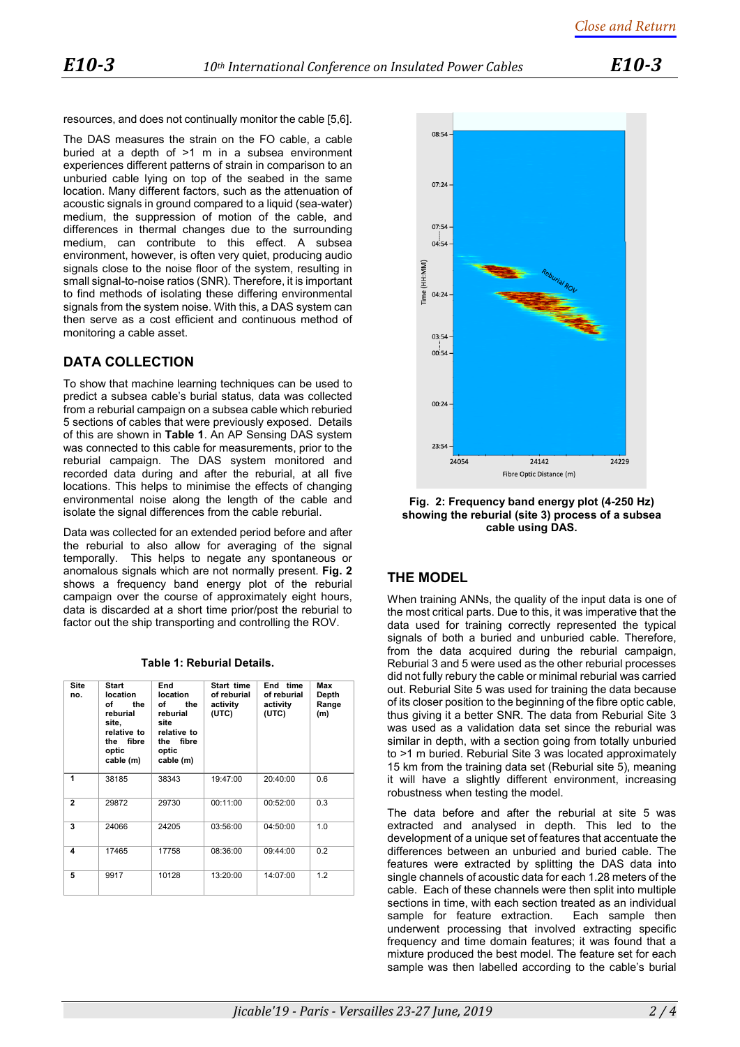resources, and does not continually monitor the cable [5,6].

The DAS measures the strain on the FO cable, a cable buried at a depth of >1 m in a subsea environment experiences different patterns of strain in comparison to an unburied cable lying on top of the seabed in the same location. Many different factors, such as the attenuation of acoustic signals in ground compared to a liquid (sea-water) medium, the suppression of motion of the cable, and differences in thermal changes due to the surrounding medium, can contribute to this effect. A subsea environment, however, is often very quiet, producing audio signals close to the noise floor of the system, resulting in small signal-to-noise ratios (SNR). Therefore, it is important to find methods of isolating these differing environmental signals from the system noise. With this, a DAS system can then serve as a cost efficient and continuous method of monitoring a cable asset.

## DATA COLLECTION

To show that machine learning techniques can be used to predict a subsea cable's burial status, data was collected from a reburial campaign on a subsea cable which reburied 5 sections of cables that were previously exposed. Details of this are shown in **Table 1**. An AP Sensing DAS system was connected to this cable for measurements, prior to the reburial campaign. The DAS system monitored and recorded data during and after the reburial, at all five locations. This helps to minimise the effects of changing environmental noise along the length of the cable and isolate the signal differences from the cable reburial.

Data was collected for an extended period before and after the reburial to also allow for averaging of the signal temporally. This helps to negate any spontaneous or anomalous signals which are not normally present. **Fig. 2** shows a frequency band energy plot of the reburial campaign over the course of approximately eight hours, data is discarded at a short time prior/post the reburial to factor out the ship transporting and controlling the ROV.

**Table 1: Reburial Details.**

| Site no. | Start location of the reburial site, relative to the fibre optic cable (m) | End location of the reburial site relative to the fibre optic cable (m) | Start time of reburial activity (UTC) | End time of reburial activity (UTC) | Max Depth Range (m) |
|---|---|---|---|---|---|
| 1 | 38185 | 38343 | 19:47:00 | 20:40:00 | 0.6 |
| 2 | 29872 | 29730 | 00:11:00 | 00:52:00 | 0.3 |
| 3 | 24066 | 24205 | 03:56:00 | 04:50:00 | 1.0 |
| 4 | 17465 | 17758 | 08:36:00 | 09:44:00 | 0.2 |
| 5 | 9917 | 10128 | 13:20:00 | 14:07:00 | 1.2 |

08:54
07:24
07:54
04:54
Time (HH:MM)
04:24
03:54
00:54
00:24
23:54
Reburial ROV
24054
24142
24229
Fibre Optic Distance (m)

**Fig. 2: Frequency band energy plot (4-250 Hz) showing the reburial (site 3) process of a subsea cable using DAS.**

## THE MODEL

When training ANNs, the quality of the input data is one of the most critical parts. Due to this, it was imperative that the data used for training correctly represented the typical signals of both a buried and unburied cable. Therefore, from the data acquired during the reburial campaign, Reburial 3 and 5 were used as the other reburial processes did not fully rebury the cable or minimal reburial was carried out. Reburial Site 5 was used for training the data because of its closer position to the beginning of the fibre optic cable, thus giving it a better SNR. The data from Reburial Site 3 was used as a validation data set since the reburial was similar in depth, with a section going from totally unburied to >1 m buried. Reburial Site 3 was located approximately 15 km from the training data set (Reburial site 5), meaning it will have a slightly different environment, increasing robustness when testing the model.

The data before and after the reburial at site 5 was extracted and analysed in depth. This led to the development of a unique set of features that accentuate the differences between an unburied and buried cable. The features were extracted by splitting the DAS data into single channels of acoustic data for each 1.28 meters of the cable. Each of these channels were then split into multiple sections in time, with each section treated as an individual sample for feature extraction. Each sample then underwent processing that involved extracting specific frequency and time domain features; it was found that a mixture produced the best model. The feature set for each sample was then labelled according to the cable's burial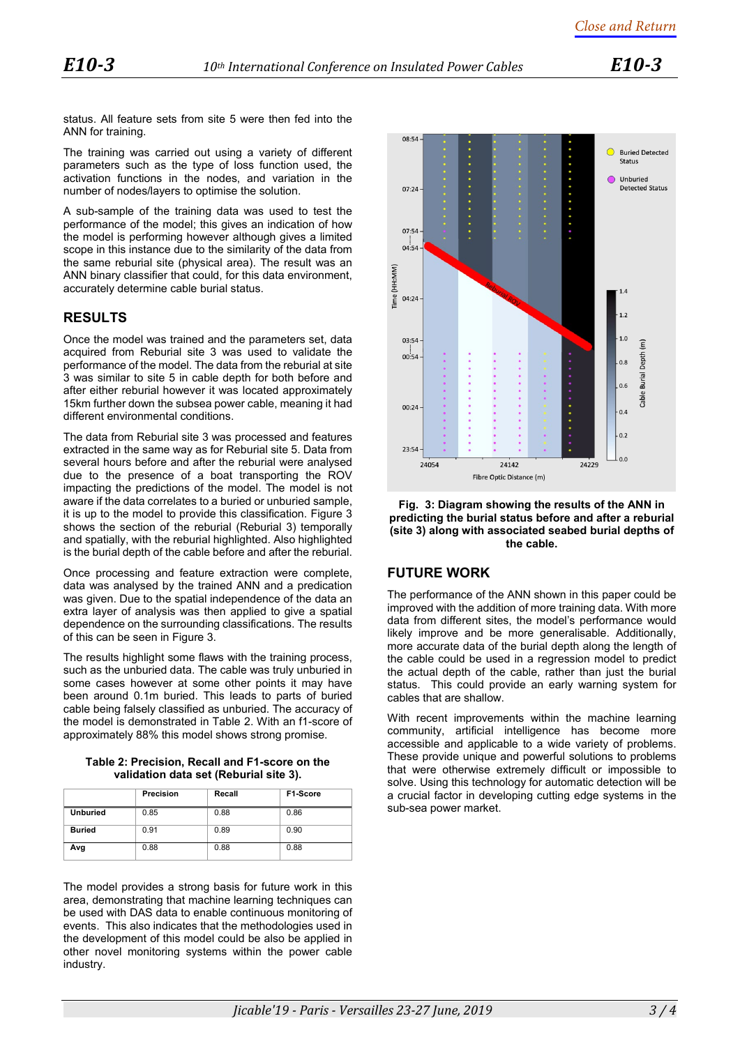status. All feature sets from site 5 were then fed into the ANN for training.

The training was carried out using a variety of different parameters such as the type of loss function used, the activation functions in the nodes, and variation in the number of nodes/layers to optimise the solution.

A sub-sample of the training data was used to test the performance of the model; this gives an indication of how the model is performing however although gives a limited scope in this instance due to the similarity of the data from the same reburial site (physical area). The result was an ANN binary classifier that could, for this data environment, accurately determine cable burial status.

## RESULTS

Once the model was trained and the parameters set, data acquired from Reburial site 3 was used to validate the performance of the model. The data from the reburial at site 3 was similar to site 5 in cable depth for both before and after either reburial however it was located approximately 15km further down the subsea power cable, meaning it had different environmental conditions.

The data from Reburial site 3 was processed and features extracted in the same way as for Reburial site 5. Data from several hours before and after the reburial were analysed due to the presence of a boat transporting the ROV impacting the predictions of the model. The model is not aware if the data correlates to a buried or unburied sample, it is up to the model to provide this classification. Figure 3 shows the section of the reburial (Reburial 3) temporally and spatially, with the reburial highlighted. Also highlighted is the burial depth of the cable before and after the reburial.

Once processing and feature extraction were complete, data was analysed by the trained ANN and a predication was given. Due to the spatial independence of the data an extra layer of analysis was then applied to give a spatial dependence on the surrounding classifications. The results of this can be seen in Figure 3.

The results highlight some flaws with the training process, such as the unburied data. The cable was truly unburied in some cases however at some other points it may have been around 0.1m buried. This leads to parts of buried cable being falsely classified as unburied. The accuracy of the model is demonstrated in Table 2. With an f1-score of approximately 88% this model shows strong promise.

**Table 2: Precision, Recall and F1-score on the validation data set (Rebural site 3).**

| | Precision | Recall | F1-Score |
|---|---|---|---|
| **Unburied** | 0.85 | 0.88 | 0.86 |
| **Buried** | 0.91 | 0.89 | 0.90 |
| **Avg** | 0.88 | 0.88 | 0.88 |

The model provides a strong basis for future work in this area, demonstrating that machine learning techniques can be used with DAS data to enable continuous monitoring of events. This also indicates that the methodologies used in the development of this model could be also be applied in other novel monitoring systems within the power cable industry.

08:54
07:24
07:54
04:54
04:24
03:54
00:54
00:24
23:54
Time (HH:MM)
24054
24142
24229
Fibre Optic Distance (m)
Reburial ROV
Buried Detected Status
Unburied Detected Status
1.4
1.2
1.0
0.8
0.6
0.4
0.2
0.0
Cable Burial Depth (m)

**Fig. 3: Diagram showing the results of the ANN in predicting the burial status before and after a reburial (site 3) along with associated seabed burial depths of the cable.**

## FUTURE WORK

The performance of the ANN shown in this paper could be improved with the addition of more training data. With more data from different sites, the model's performance would likely improve and be more generalisable. Additionally, more accurate data of the burial depth along the length of the cable could be used in a regression model to predict the actual depth of the cable, rather than just the burial status. This could provide an early warning system for cables that are shallow.

With recent improvements within the machine learning community, artificial intelligence has become more accessible and applicable to a wide variety of problems. These provide unique and powerful solutions to problems that were otherwise extremely difficult or impossible to solve. Using this technology for automatic detection will be a crucial factor in developing cutting edge systems in the sub-sea power market.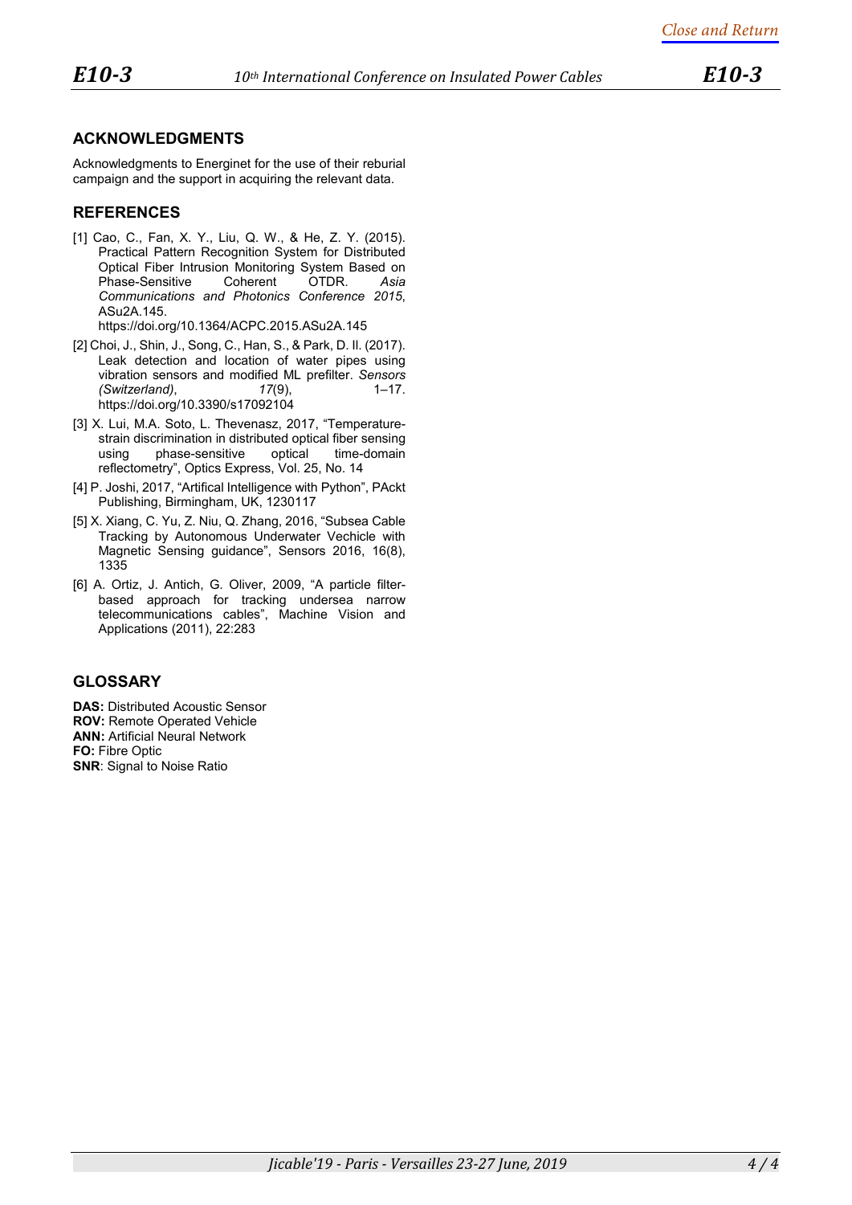## ACKNOWLEDGMENTS

Acknowledgments to Energinet for the use of their reburial campaign and the support in acquiring the relevant data.

## REFERENCES

[1] Cao, C., Fan, X. Y., Liu, Q. W., & He, Z. Y. (2015). Practical Pattern Recognition System for Distributed Optical Fiber Intrusion Monitoring System Based on Phase-Sensitive Coherent OTDR. *Asia Communications and Photonics Conference 2015*, ASu2A.145. https://doi.org/10.1364/ACPC.2015.ASu2A.145

[2] Choi, J., Shin, J., Song, C., Han, S., & Park, D. Il. (2017). Leak detection and location of water pipes using vibration sensors and modified ML prefilter. *Sensors (Switzerland)*, *17*(9), 1–17. https://doi.org/10.3390/s17092104

[3] X. Lui, M.A. Soto, L. Thevenasz, 2017, "Temperature-strain discrimination in distributed optical fiber sensing using phase-sensitive optical time-domain reflectometry", Optics Express, Vol. 25, No. 14

[4] P. Joshi, 2017, "Artifical Intelligence with Python", PAckt Publishing, Birmingham, UK, 1230117

[5] X. Xiang, C. Yu, Z. Niu, Q. Zhang, 2016, "Subsea Cable Tracking by Autonomous Underwater Vechicle with Magnetic Sensing guidance", Sensors 2016, 16(8), 1335

[6] A. Ortiz, J. Antich, G. Oliver, 2009, "A particle filter-based approach for tracking undersea narrow telecommunications cables", Machine Vision and Applications (2011), 22:283

## GLOSSARY

**DAS:** Distributed Acoustic Sensor
**ROV:** Remote Operated Vehicle
**ANN:** Artificial Neural Network
**FO:** Fibre Optic
**SNR**: Signal to Noise Ratio